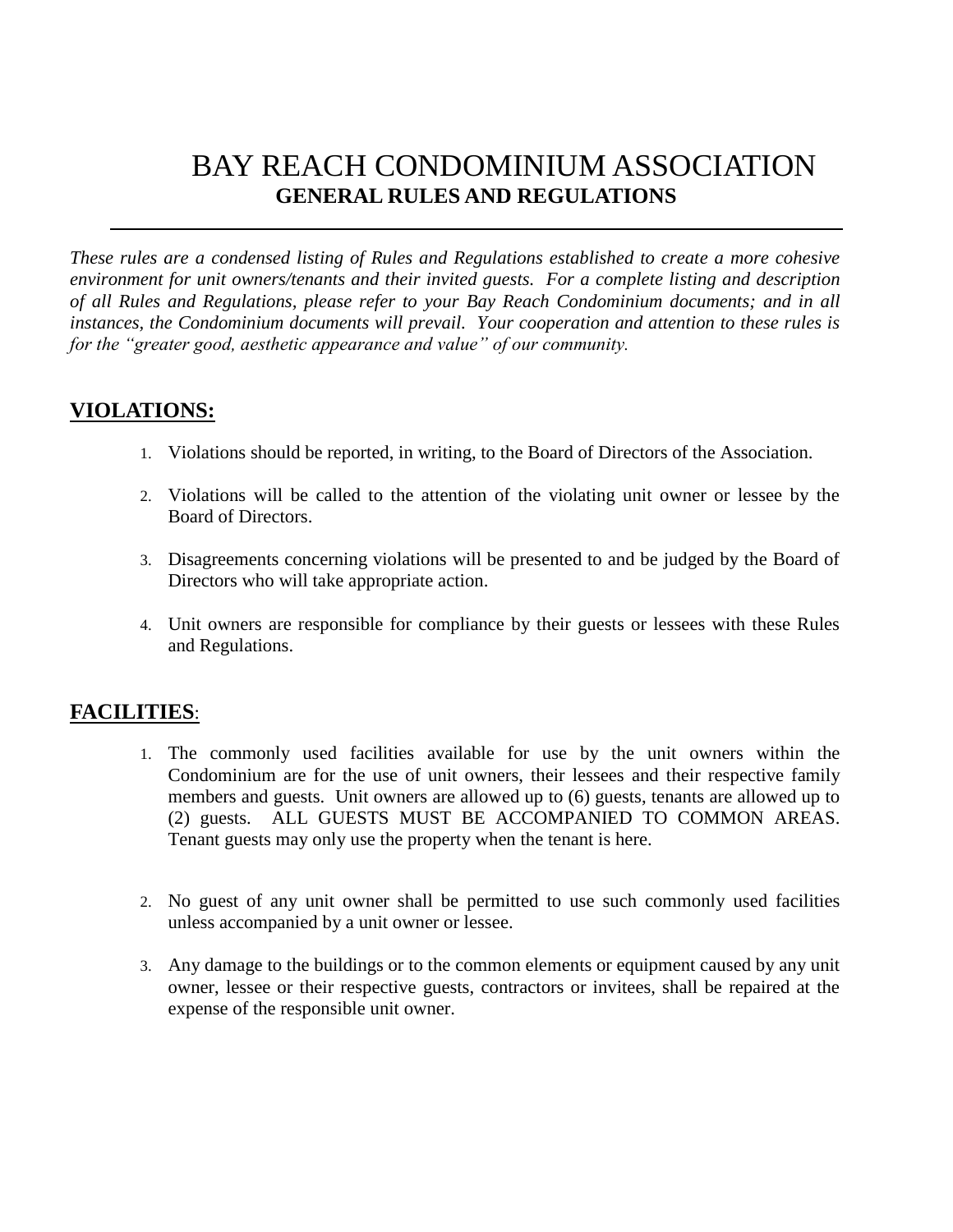# BAY REACH CONDOMINIUM ASSOCIATION

## GENERAL RULES AND REGULATIONS

---

*These rules are a condensed listing of Rules and Regulations established to create a more cohesive environment for unit owners/tenants and their invited guests. For a complete listing and description of all Rules and Regulations, please refer to your Bay Reach Condominium documents; and in all instances, the Condominium documents will prevail. Your cooperation and attention to these rules is for the "greater good, aesthetic appearance and value" of our community.*

## **VIOLATIONS:**

1. Violations should be reported, in writing, to the Board of Directors of the Association.
2. Violations will be called to the attention of the violating unit owner or lessee by the Board of Directors.
3. Disagreements concerning violations will be presented to and be judged by the Board of Directors who will take appropriate action.
4. Unit owners are responsible for compliance by their guests or lessees with these Rules and Regulations.

## **FACILITIES**:

1. The commonly used facilities available for use by the unit owners within the Condominium are for the use of unit owners, their lessees and their respective family members and guests. Unit owners are allowed up to (6) guests, tenants are allowed up to (2) guests. ALL GUESTS MUST BE ACCOMPANIED TO COMMON AREAS. Tenant guests may only use the property when the tenant is here.
2. No guest of any unit owner shall be permitted to use such commonly used facilities unless accompanied by a unit owner or lessee.
3. Any damage to the buildings or to the common elements or equipment caused by any unit owner, lessee or their respective guests, contractors or invitees, shall be repaired at the expense of the responsible unit owner.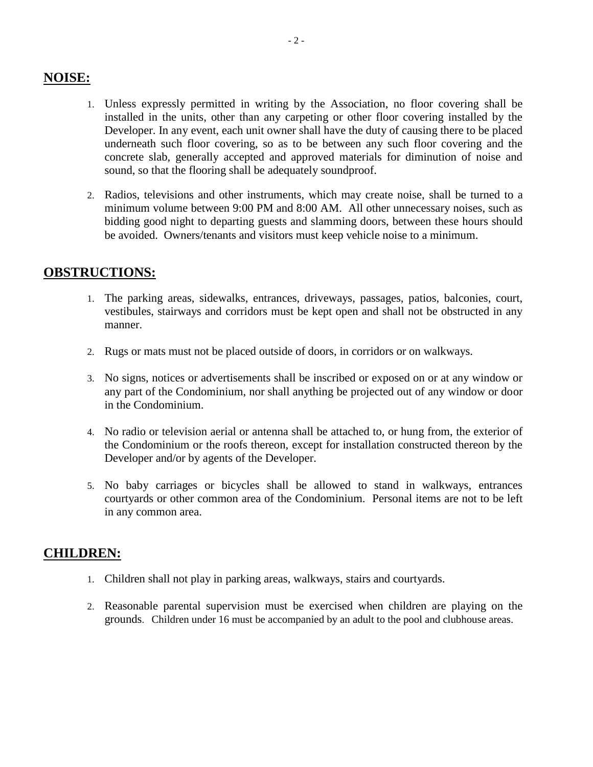## NOISE:

1. Unless expressly permitted in writing by the Association, no floor covering shall be installed in the units, other than any carpeting or other floor covering installed by the Developer. In any event, each unit owner shall have the duty of causing there to be placed underneath such floor covering, so as to be between any such floor covering and the concrete slab, generally accepted and approved materials for diminution of noise and sound, so that the flooring shall be adequately soundproof.

2. Radios, televisions and other instruments, which may create noise, shall be turned to a minimum volume between 9:00 PM and 8:00 AM. All other unnecessary noises, such as bidding good night to departing guests and slamming doors, between these hours should be avoided. Owners/tenants and visitors must keep vehicle noise to a minimum.

## OBSTRUCTIONS:

1. The parking areas, sidewalks, entrances, driveways, passages, patios, balconies, court, vestibules, stairways and corridors must be kept open and shall not be obstructed in any manner.

2. Rugs or mats must not be placed outside of doors, in corridors or on walkways.

3. No signs, notices or advertisements shall be inscribed or exposed on or at any window or any part of the Condominium, nor shall anything be projected out of any window or door in the Condominium.

4. No radio or television aerial or antenna shall be attached to, or hung from, the exterior of the Condominium or the roofs thereon, except for installation constructed thereon by the Developer and/or by agents of the Developer.

5. No baby carriages or bicycles shall be allowed to stand in walkways, entrances courtyards or other common area of the Condominium. Personal items are not to be left in any common area.

## CHILDREN:

1. Children shall not play in parking areas, walkways, stairs and courtyards.

2. Reasonable parental supervision must be exercised when children are playing on the grounds. Children under 16 must be accompanied by an adult to the pool and clubhouse areas.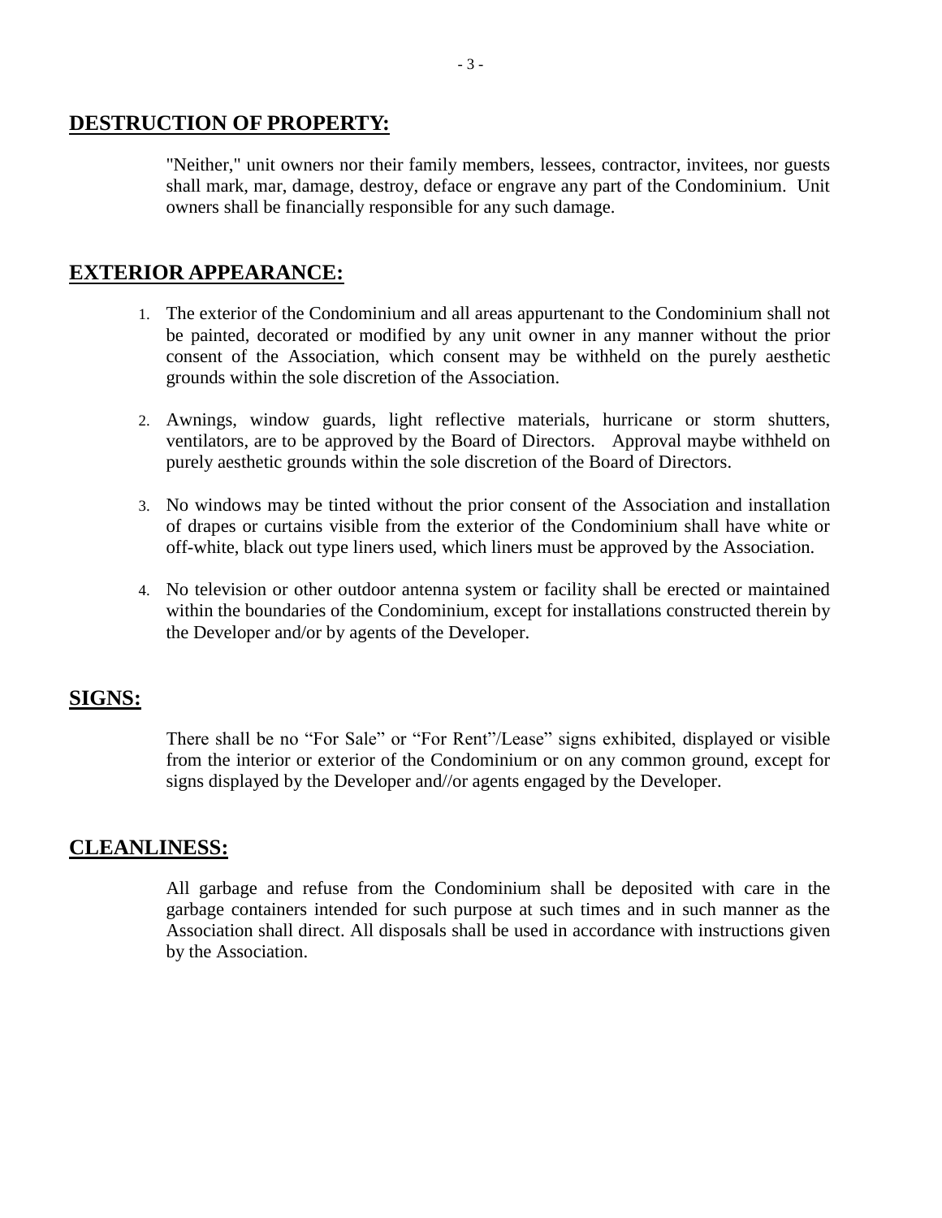## DESTRUCTION OF PROPERTY:

"Neither," unit owners nor their family members, lessees, contractor, invitees, nor guests shall mark, mar, damage, destroy, deface or engrave any part of the Condominium. Unit owners shall be financially responsible for any such damage.

## EXTERIOR APPEARANCE:

1. The exterior of the Condominium and all areas appurtenant to the Condominium shall not be painted, decorated or modified by any unit owner in any manner without the prior consent of the Association, which consent may be withheld on the purely aesthetic grounds within the sole discretion of the Association.

2. Awnings, window guards, light reflective materials, hurricane or storm shutters, ventilators, are to be approved by the Board of Directors. Approval maybe withheld on purely aesthetic grounds within the sole discretion of the Board of Directors.

3. No windows may be tinted without the prior consent of the Association and installation of drapes or curtains visible from the exterior of the Condominium shall have white or off-white, black out type liners used, which liners must be approved by the Association.

4. No television or other outdoor antenna system or facility shall be erected or maintained within the boundaries of the Condominium, except for installations constructed therein by the Developer and/or by agents of the Developer.

## SIGNS:

There shall be no "For Sale" or "For Rent"/Lease" signs exhibited, displayed or visible from the interior or exterior of the Condominium or on any common ground, except for signs displayed by the Developer and//or agents engaged by the Developer.

## CLEANLINESS:

All garbage and refuse from the Condominium shall be deposited with care in the garbage containers intended for such purpose at such times and in such manner as the Association shall direct. All disposals shall be used in accordance with instructions given by the Association.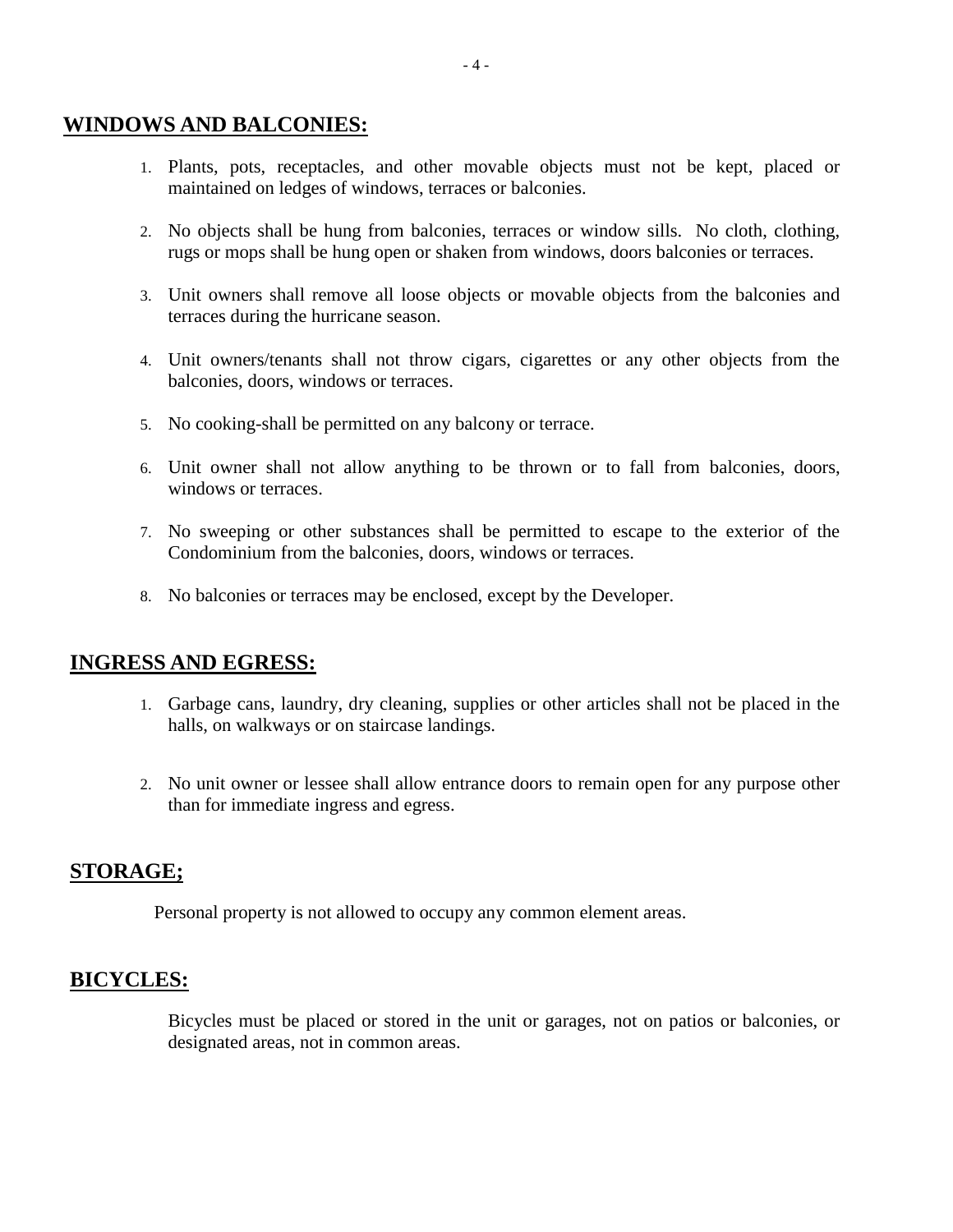## WINDOWS AND BALCONIES:

1. Plants, pots, receptacles, and other movable objects must not be kept, placed or maintained on ledges of windows, terraces or balconies.

2. No objects shall be hung from balconies, terraces or window sills. No cloth, clothing, rugs or mops shall be hung open or shaken from windows, doors balconies or terraces.

3. Unit owners shall remove all loose objects or movable objects from the balconies and terraces during the hurricane season.

4. Unit owners/tenants shall not throw cigars, cigarettes or any other objects from the balconies, doors, windows or terraces.

5. No cooking-shall be permitted on any balcony or terrace.

6. Unit owner shall not allow anything to be thrown or to fall from balconies, doors, windows or terraces.

7. No sweeping or other substances shall be permitted to escape to the exterior of the Condominium from the balconies, doors, windows or terraces.

8. No balconies or terraces may be enclosed, except by the Developer.

## INGRESS AND EGRESS:

1. Garbage cans, laundry, dry cleaning, supplies or other articles shall not be placed in the halls, on walkways or on staircase landings.

2. No unit owner or lessee shall allow entrance doors to remain open for any purpose other than for immediate ingress and egress.

## STORAGE;

Personal property is not allowed to occupy any common element areas.

## BICYCLES:

Bicycles must be placed or stored in the unit or garages, not on patios or balconies, or designated areas, not in common areas.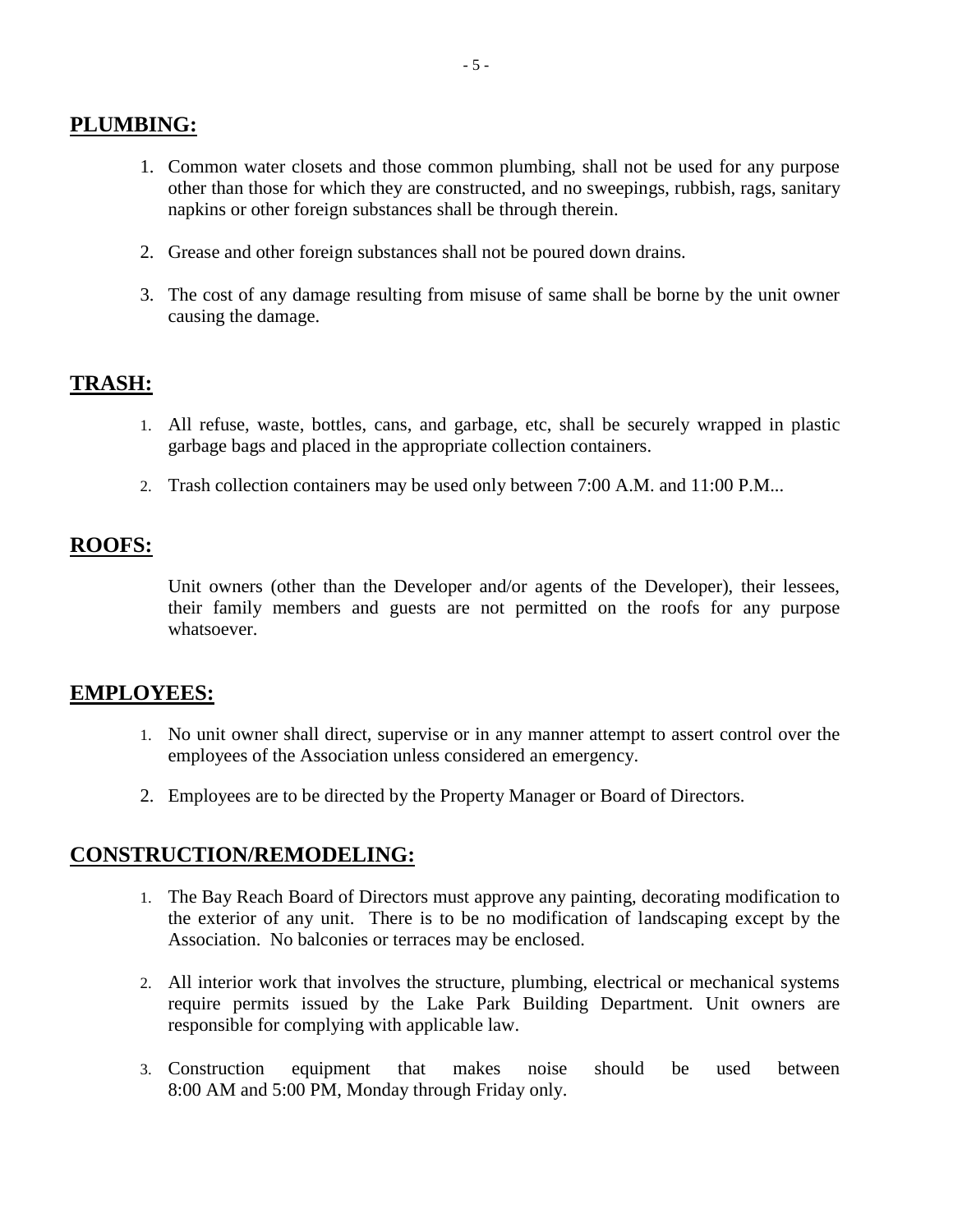## PLUMBING:

1. Common water closets and those common plumbing, shall not be used for any purpose other than those for which they are constructed, and no sweepings, rubbish, rags, sanitary napkins or other foreign substances shall be through therein.
2. Grease and other foreign substances shall not be poured down drains.
3. The cost of any damage resulting from misuse of same shall be borne by the unit owner causing the damage.

## TRASH:

1. All refuse, waste, bottles, cans, and garbage, etc, shall be securely wrapped in plastic garbage bags and placed in the appropriate collection containers.
2. Trash collection containers may be used only between 7:00 A.M. and 11:00 P.M...

## ROOFS:

Unit owners (other than the Developer and/or agents of the Developer), their lessees, their family members and guests are not permitted on the roofs for any purpose whatsoever.

## EMPLOYEES:

1. No unit owner shall direct, supervise or in any manner attempt to assert control over the employees of the Association unless considered an emergency.
2. Employees are to be directed by the Property Manager or Board of Directors.

## CONSTRUCTION/REMODELING:

1. The Bay Reach Board of Directors must approve any painting, decorating modification to the exterior of any unit. There is to be no modification of landscaping except by the Association. No balconies or terraces may be enclosed.
2. All interior work that involves the structure, plumbing, electrical or mechanical systems require permits issued by the Lake Park Building Department. Unit owners are responsible for complying with applicable law.
3. Construction equipment that makes noise should be used between 8:00 AM and 5:00 PM, Monday through Friday only.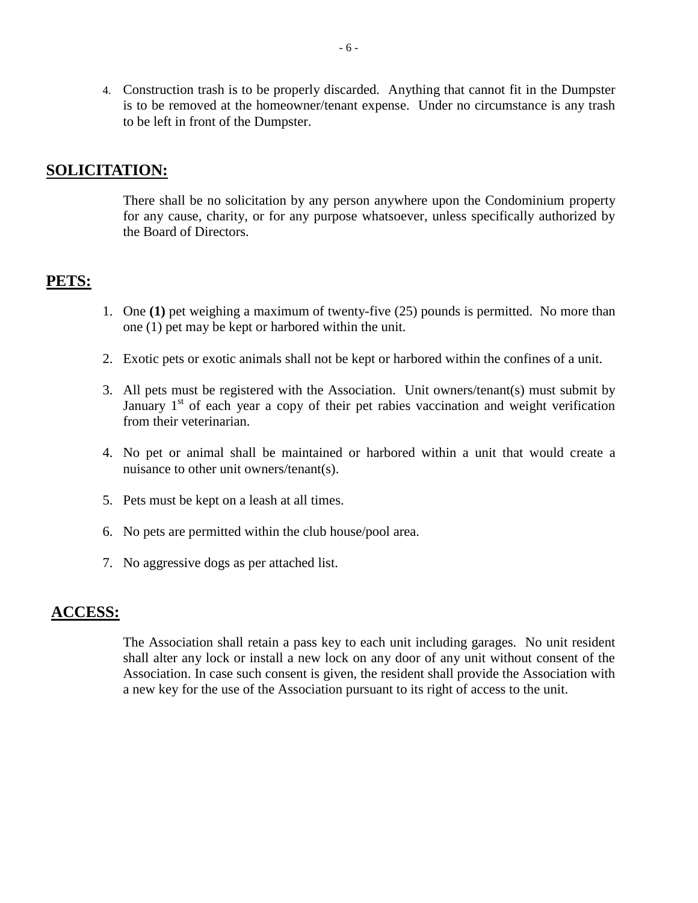4. Construction trash is to be properly discarded. Anything that cannot fit in the Dumpster is to be removed at the homeowner/tenant expense. Under no circumstance is any trash to be left in front of the Dumpster.

## SOLICITATION:

There shall be no solicitation by any person anywhere upon the Condominium property for any cause, charity, or for any purpose whatsoever, unless specifically authorized by the Board of Directors.

## PETS:

1. One **(1)** pet weighing a maximum of twenty-five (25) pounds is permitted. No more than one (1) pet may be kept or harbored within the unit.
2. Exotic pets or exotic animals shall not be kept or harbored within the confines of a unit.
3. All pets must be registered with the Association. Unit owners/tenant(s) must submit by January 1st of each year a copy of their pet rabies vaccination and weight verification from their veterinarian.
4. No pet or animal shall be maintained or harbored within a unit that would create a nuisance to other unit owners/tenant(s).
5. Pets must be kept on a leash at all times.
6. No pets are permitted within the club house/pool area.
7. No aggressive dogs as per attached list.

## ACCESS:

The Association shall retain a pass key to each unit including garages. No unit resident shall alter any lock or install a new lock on any door of any unit without consent of the Association. In case such consent is given, the resident shall provide the Association with a new key for the use of the Association pursuant to its right of access to the unit.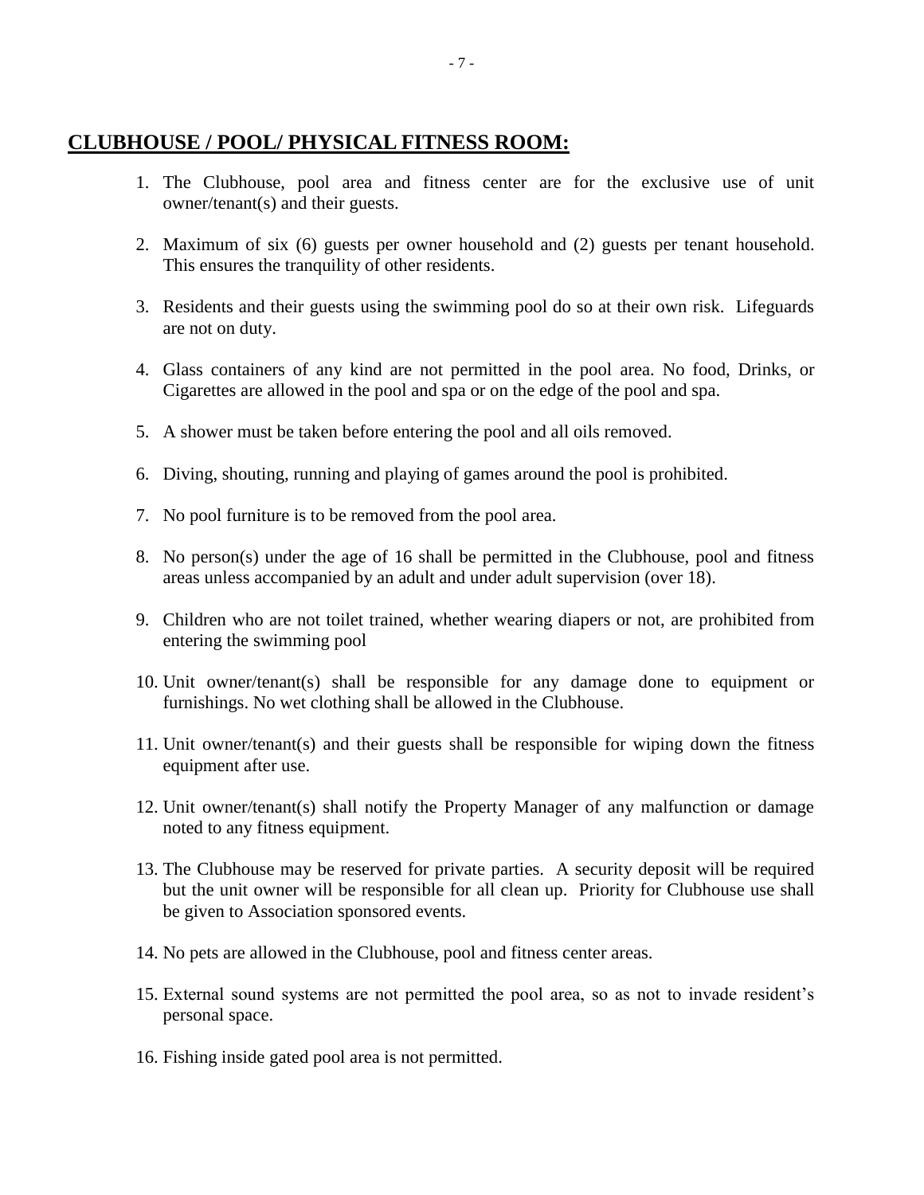## **CLUBHOUSE / POOL/ PHYSICAL FITNESS ROOM:**

1. The Clubhouse, pool area and fitness center are for the exclusive use of unit owner/tenant(s) and their guests.

2. Maximum of six (6) guests per owner household and (2) guests per tenant household. This ensures the tranquility of other residents.

3. Residents and their guests using the swimming pool do so at their own risk. Lifeguards are not on duty.

4. Glass containers of any kind are not permitted in the pool area. No food, Drinks, or Cigarettes are allowed in the pool and spa or on the edge of the pool and spa.

5. A shower must be taken before entering the pool and all oils removed.

6. Diving, shouting, running and playing of games around the pool is prohibited.

7. No pool furniture is to be removed from the pool area.

8. No person(s) under the age of 16 shall be permitted in the Clubhouse, pool and fitness areas unless accompanied by an adult and under adult supervision (over 18).

9. Children who are not toilet trained, whether wearing diapers or not, are prohibited from entering the swimming pool

10. Unit owner/tenant(s) shall be responsible for any damage done to equipment or furnishings. No wet clothing shall be allowed in the Clubhouse.

11. Unit owner/tenant(s) and their guests shall be responsible for wiping down the fitness equipment after use.

12. Unit owner/tenant(s) shall notify the Property Manager of any malfunction or damage noted to any fitness equipment.

13. The Clubhouse may be reserved for private parties. A security deposit will be required but the unit owner will be responsible for all clean up. Priority for Clubhouse use shall be given to Association sponsored events.

14. No pets are allowed in the Clubhouse, pool and fitness center areas.

15. External sound systems are not permitted the pool area, so as not to invade resident's personal space.

16. Fishing inside gated pool area is not permitted.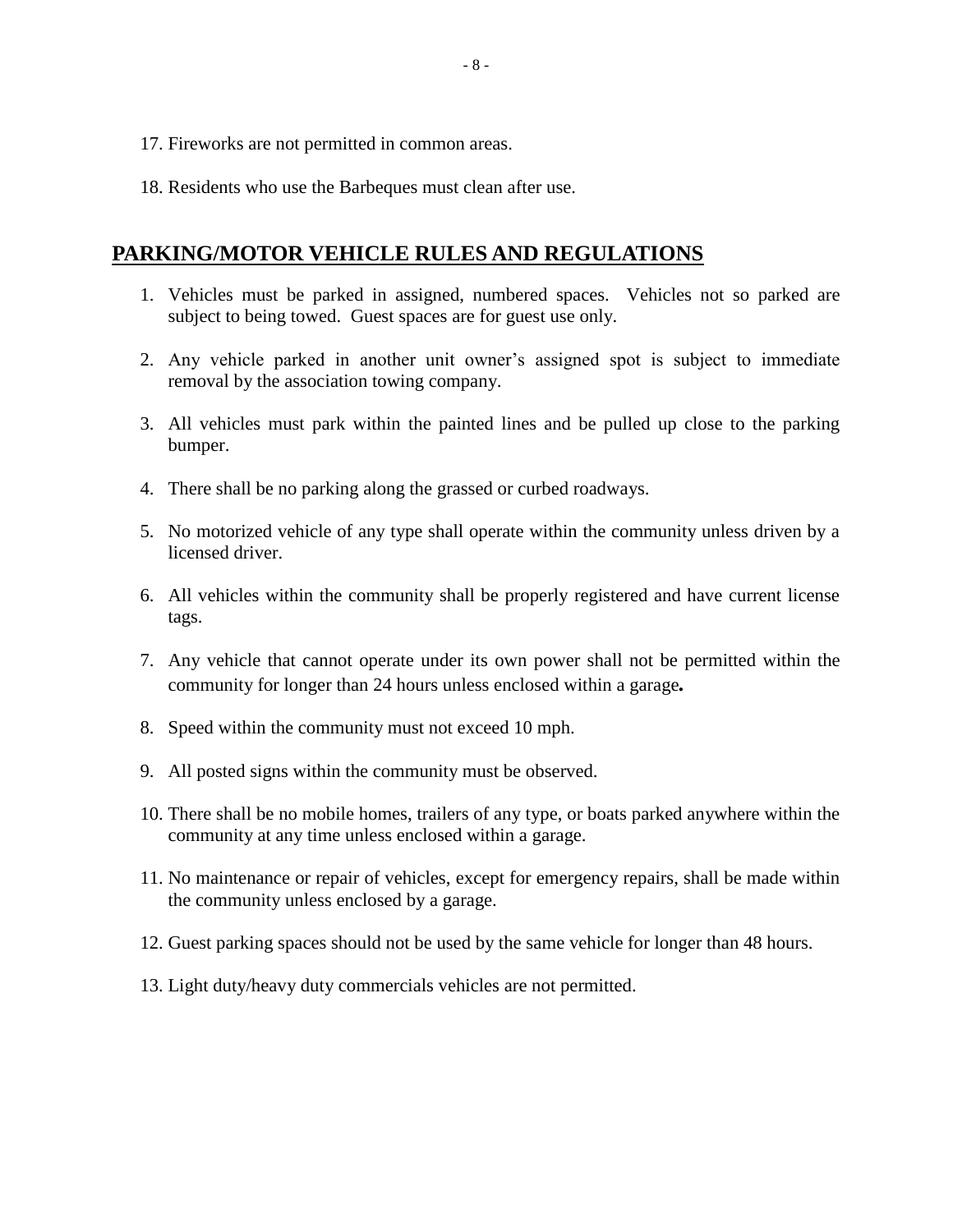17. Fireworks are not permitted in common areas.

18. Residents who use the Barbeques must clean after use.

## **PARKING/MOTOR VEHICLE RULES AND REGULATIONS**

1. Vehicles must be parked in assigned, numbered spaces. Vehicles not so parked are subject to being towed. Guest spaces are for guest use only.

2. Any vehicle parked in another unit owner's assigned spot is subject to immediate removal by the association towing company.

3. All vehicles must park within the painted lines and be pulled up close to the parking bumper.

4. There shall be no parking along the grassed or curbed roadways.

5. No motorized vehicle of any type shall operate within the community unless driven by a licensed driver.

6. All vehicles within the community shall be properly registered and have current license tags.

7. Any vehicle that cannot operate under its own power shall not be permitted within the community for longer than 24 hours unless enclosed within a garage**.**

8. Speed within the community must not exceed 10 mph.

9. All posted signs within the community must be observed.

10. There shall be no mobile homes, trailers of any type, or boats parked anywhere within the community at any time unless enclosed within a garage.

11. No maintenance or repair of vehicles, except for emergency repairs, shall be made within the community unless enclosed by a garage.

12. Guest parking spaces should not be used by the same vehicle for longer than 48 hours.

13. Light duty/heavy duty commercials vehicles are not permitted.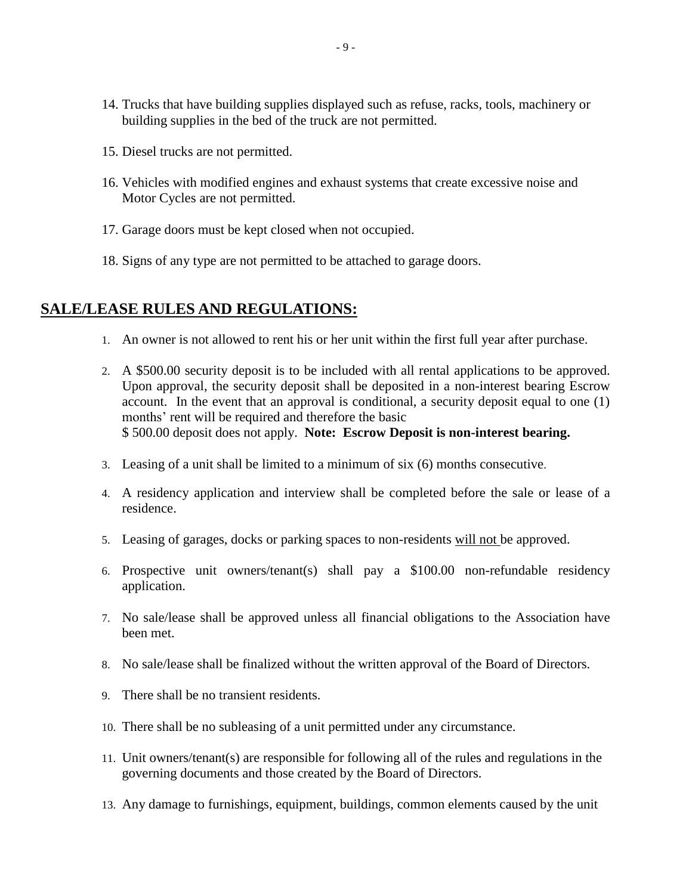14. Trucks that have building supplies displayed such as refuse, racks, tools, machinery or building supplies in the bed of the truck are not permitted.

15. Diesel trucks are not permitted.

16. Vehicles with modified engines and exhaust systems that create excessive noise and Motor Cycles are not permitted.

17. Garage doors must be kept closed when not occupied.

18. Signs of any type are not permitted to be attached to garage doors.

## SALE/LEASE RULES AND REGULATIONS:

1. An owner is not allowed to rent his or her unit within the first full year after purchase.

2. A $500.00 security deposit is to be included with all rental applications to be approved. Upon approval, the security deposit shall be deposited in a non-interest bearing Escrow account. In the event that an approval is conditional, a security deposit equal to one (1) months' rent will be required and therefore the basic $ 500.00 deposit does not apply. **Note: Escrow Deposit is non-interest bearing.**

3. Leasing of a unit shall be limited to a minimum of six (6) months consecutive.

4. A residency application and interview shall be completed before the sale or lease of a residence.

5. Leasing of garages, docks or parking spaces to non-residents <u>will not</u> be approved.

6. Prospective unit owners/tenant(s) shall pay a $100.00 non-refundable residency application.

7. No sale/lease shall be approved unless all financial obligations to the Association have been met.

8. No sale/lease shall be finalized without the written approval of the Board of Directors.

9. There shall be no transient residents.

10. There shall be no subleasing of a unit permitted under any circumstance.

11. Unit owners/tenant(s) are responsible for following all of the rules and regulations in the governing documents and those created by the Board of Directors.

13. Any damage to furnishings, equipment, buildings, common elements caused by the unit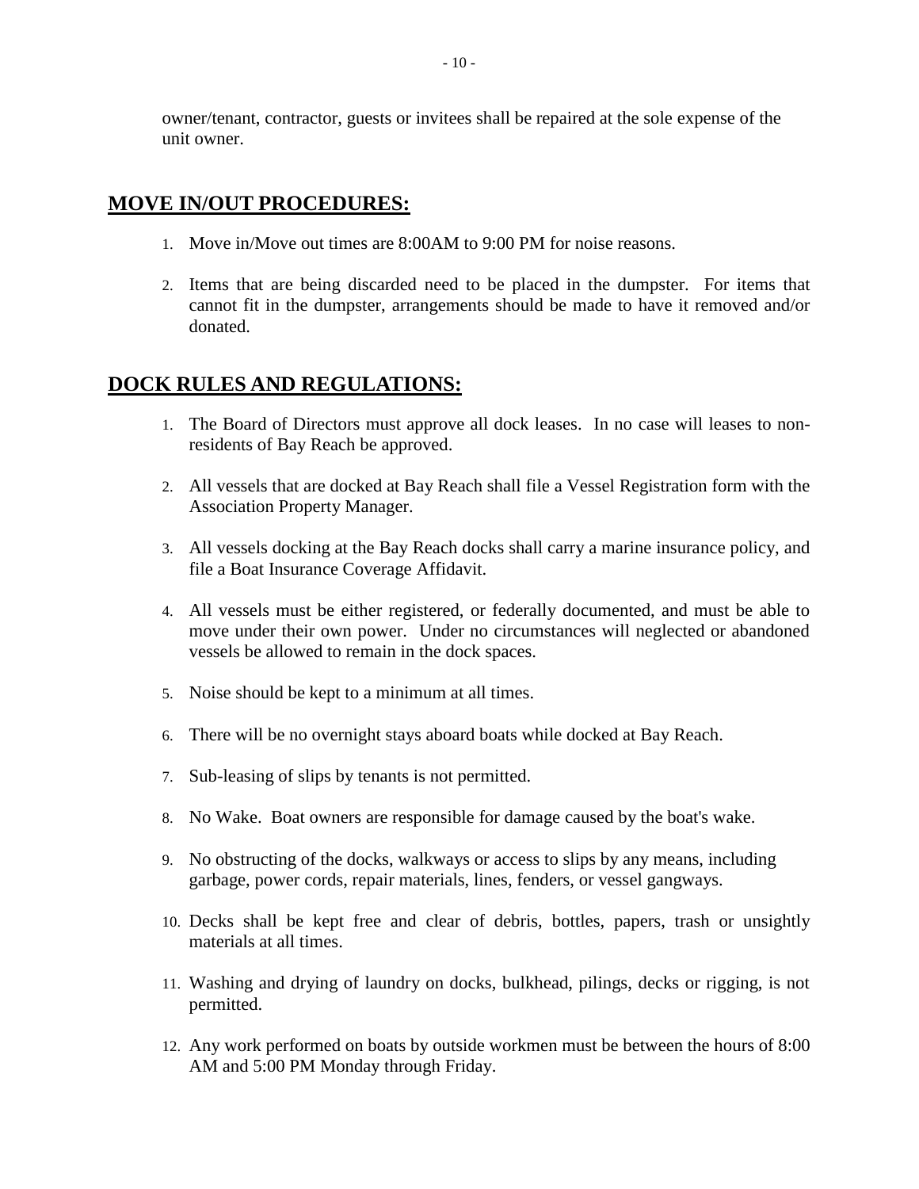owner/tenant, contractor, guests or invitees shall be repaired at the sole expense of the unit owner.

## MOVE IN/OUT PROCEDURES:

1. Move in/Move out times are 8:00AM to 9:00 PM for noise reasons.

2. Items that are being discarded need to be placed in the dumpster. For items that cannot fit in the dumpster, arrangements should be made to have it removed and/or donated.

## DOCK RULES AND REGULATIONS:

1. The Board of Directors must approve all dock leases. In no case will leases to non-residents of Bay Reach be approved.

2. All vessels that are docked at Bay Reach shall file a Vessel Registration form with the Association Property Manager.

3. All vessels docking at the Bay Reach docks shall carry a marine insurance policy, and file a Boat Insurance Coverage Affidavit.

4. All vessels must be either registered, or federally documented, and must be able to move under their own power. Under no circumstances will neglected or abandoned vessels be allowed to remain in the dock spaces.

5. Noise should be kept to a minimum at all times.

6. There will be no overnight stays aboard boats while docked at Bay Reach.

7. Sub-leasing of slips by tenants is not permitted.

8. No Wake. Boat owners are responsible for damage caused by the boat's wake.

9. No obstructing of the docks, walkways or access to slips by any means, including garbage, power cords, repair materials, lines, fenders, or vessel gangways.

10. Decks shall be kept free and clear of debris, bottles, papers, trash or unsightly materials at all times.

11. Washing and drying of laundry on docks, bulkhead, pilings, decks or rigging, is not permitted.

12. Any work performed on boats by outside workmen must be between the hours of 8:00 AM and 5:00 PM Monday through Friday.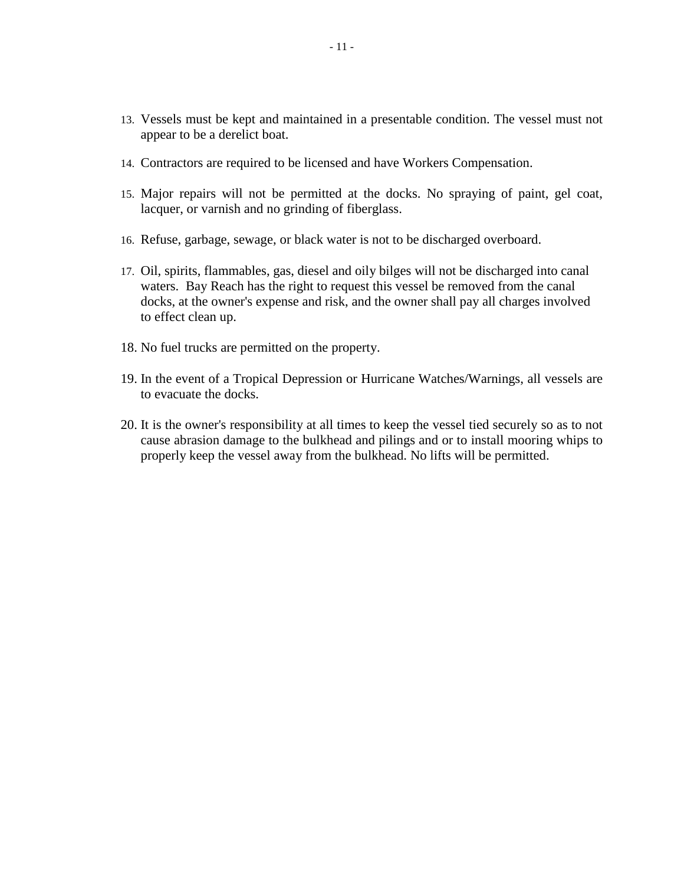13. Vessels must be kept and maintained in a presentable condition. The vessel must not appear to be a derelict boat.

14. Contractors are required to be licensed and have Workers Compensation.

15. Major repairs will not be permitted at the docks. No spraying of paint, gel coat, lacquer, or varnish and no grinding of fiberglass.

16. Refuse, garbage, sewage, or black water is not to be discharged overboard.

17. Oil, spirits, flammables, gas, diesel and oily bilges will not be discharged into canal waters. Bay Reach has the right to request this vessel be removed from the canal docks, at the owner's expense and risk, and the owner shall pay all charges involved to effect clean up.

18. No fuel trucks are permitted on the property.

19. In the event of a Tropical Depression or Hurricane Watches/Warnings, all vessels are to evacuate the docks.

20. It is the owner's responsibility at all times to keep the vessel tied securely so as to not cause abrasion damage to the bulkhead and pilings and or to install mooring whips to properly keep the vessel away from the bulkhead. No lifts will be permitted.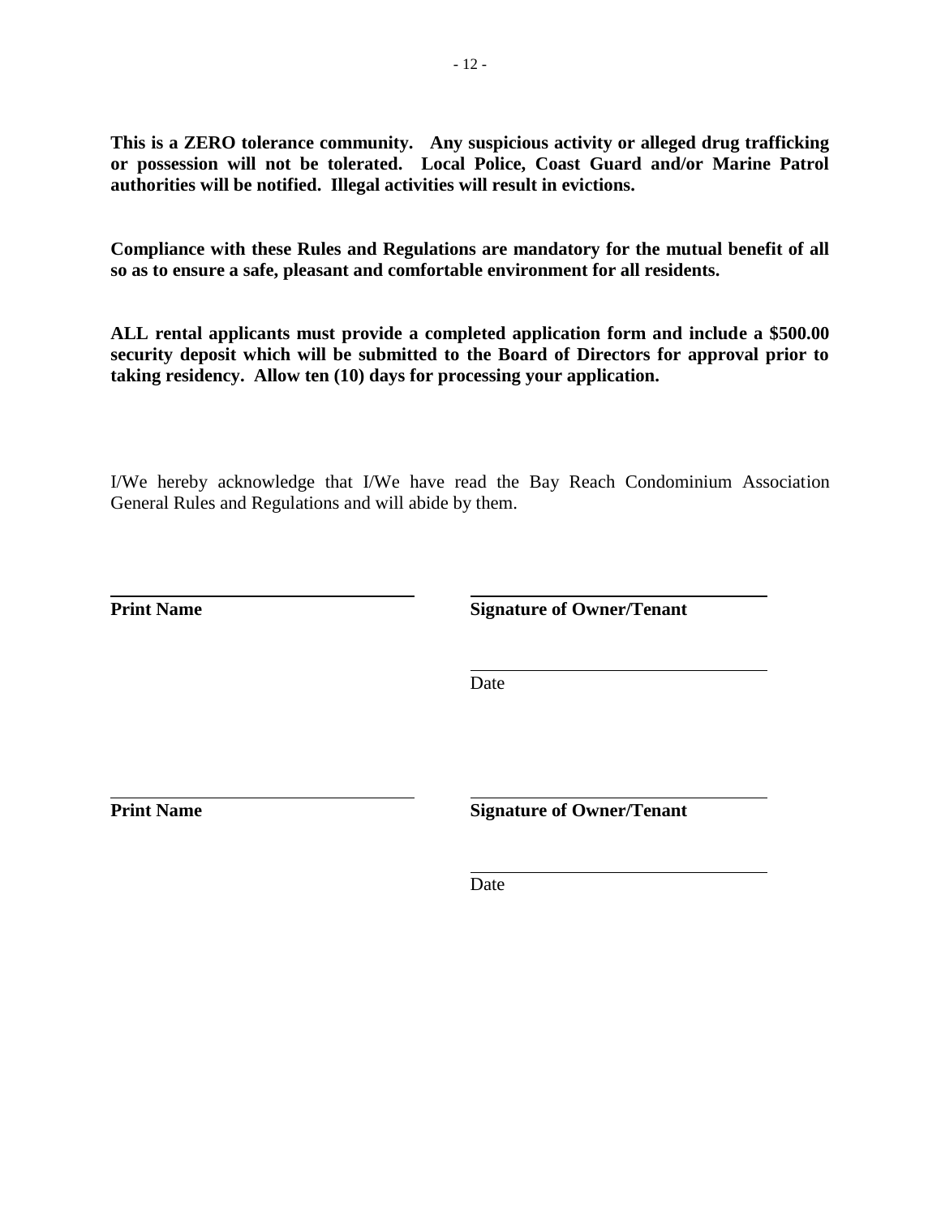**This is a ZERO tolerance community. Any suspicious activity or alleged drug trafficking or possession will not be tolerated. Local Police, Coast Guard and/or Marine Patrol authorities will be notified. Illegal activities will result in evictions.**

**Compliance with these Rules and Regulations are mandatory for the mutual benefit of all so as to ensure a safe, pleasant and comfortable environment for all residents.**

**ALL rental applicants must provide a completed application form and include a $500.00 security deposit which will be submitted to the Board of Directors for approval prior to taking residency. Allow ten (10) days for processing your application.**

I/We hereby acknowledge that I/We have read the Bay Reach Condominium Association General Rules and Regulations and will abide by them.

| | |
|---|---|
| ______________________________ | ______________________________ |
| **Print Name** | **Signature of Owner/Tenant** |
| | ______________________________ |
| | Date |
| ______________________________ | ______________________________ |
| **Print Name** | **Signature of Owner/Tenant** |
| | ______________________________ |
| | Date |